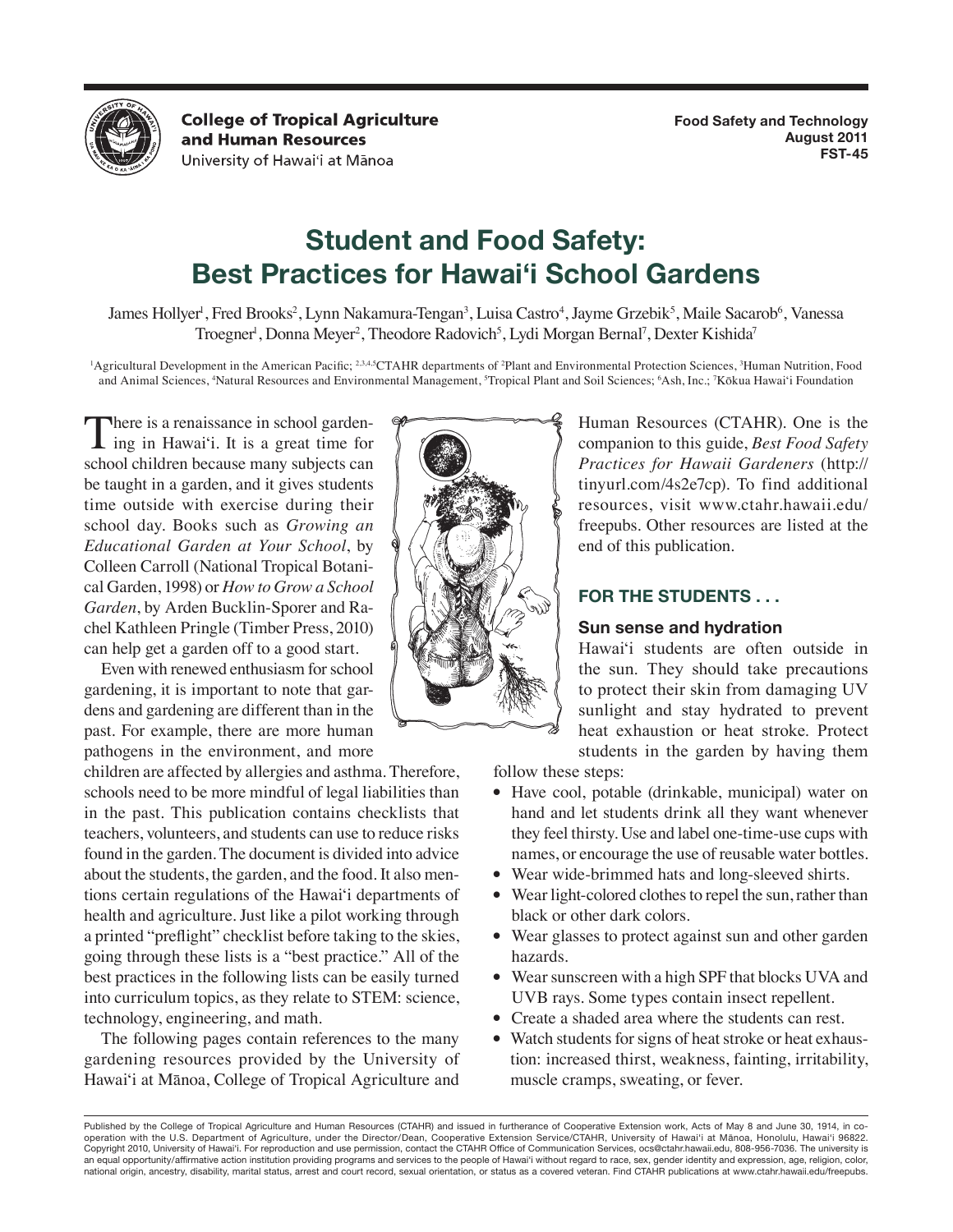College of Tropical Agriculture and Human Resources
University of Hawai'i at Mānoa

**Food Safety and Technology**
**August 2011**
**FST-45**

# Student and Food Safety: Best Practices for Hawai'i School Gardens

James Hollyer[1], Fred Brooks[2], Lynn Nakamura-Tengan[3], Luisa Castro[4], Jayme Grzebik[5], Maile Sacarob[6], Vanessa Troegner[1], Donna Meyer[2], Theodore Radovich[5], Lydi Morgan Bernal[7], Dexter Kishida[7]

[1]Agricultural Development in the American Pacific; [2,3,4,5]CTAHR departments of [2]Plant and Environmental Protection Sciences, [3]Human Nutrition, Food and Animal Sciences, [4]Natural Resources and Environmental Management, [5]Tropical Plant and Soil Sciences; [6]Ash, Inc.; [7]Kōkua Hawai'i Foundation

There is a renaissance in school gardening in Hawai'i. It is a great time for school children because many subjects can be taught in a garden, and it gives students time outside with exercise during their school day. Books such as *Growing an Educational Garden at Your School*, by Colleen Carroll (National Tropical Botanical Garden, 1998) or *How to Grow a School Garden*, by Arden Bucklin-Sporer and Rachel Kathleen Pringle (Timber Press, 2010) can help get a garden off to a good start.

Even with renewed enthusiasm for school gardening, it is important to note that gardens and gardening are different than in the past. For example, there are more human pathogens in the environment, and more children are affected by allergies and asthma. Therefore, schools need to be more mindful of legal liabilities than in the past. This publication contains checklists that teachers, volunteers, and students can use to reduce risks found in the garden. The document is divided into advice about the students, the garden, and the food. It also mentions certain regulations of the Hawai'i departments of health and agriculture. Just like a pilot working through a printed "preflight" checklist before taking to the skies, going through these lists is a "best practice." All of the best practices in the following lists can be easily turned into curriculum topics, as they relate to STEM: science, technology, engineering, and math.

The following pages contain references to the many gardening resources provided by the University of Hawai'i at Mānoa, College of Tropical Agriculture and Human Resources (CTAHR). One is the companion to this guide, *Best Food Safety Practices for Hawaii Gardeners* (http://tinyurl.com/4s2e7cp). To find additional resources, visit www.ctahr.hawaii.edu/freepubs. Other resources are listed at the end of this publication.

## FOR THE STUDENTS . . .

### Sun sense and hydration

Hawai'i students are often outside in the sun. They should take precautions to protect their skin from damaging UV sunlight and stay hydrated to prevent heat exhaustion or heat stroke. Protect students in the garden by having them follow these steps:

- Have cool, potable (drinkable, municipal) water on hand and let students drink all they want whenever they feel thirsty. Use and label one-time-use cups with names, or encourage the use of reusable water bottles.
- Wear wide-brimmed hats and long-sleeved shirts.
- Wear light-colored clothes to repel the sun, rather than black or other dark colors.
- Wear glasses to protect against sun and other garden hazards.
- Wear sunscreen with a high SPF that blocks UVA and UVB rays. Some types contain insect repellent.
- Create a shaded area where the students can rest.
- Watch students for signs of heat stroke or heat exhaustion: increased thirst, weakness, fainting, irritability, muscle cramps, sweating, or fever.

Published by the College of Tropical Agriculture and Human Resources (CTAHR) and issued in furtherance of Cooperative Extension work, Acts of May 8 and June 30, 1914, in cooperation with the U.S. Department of Agriculture, under the Director/Dean, Cooperative Extension Service/CTAHR, University of Hawai'i at Mānoa, Honolulu, Hawai'i 96822. Copyright 2010, University of Hawai'i. For reproduction and use permission, contact the CTAHR Office of Communication Services, ocs@ctahr.hawaii.edu, 808-956-7036. The university is an equal opportunity/affirmative action institution providing programs and services to the people of Hawai'i without regard to race, sex, gender identity and expression, age, religion, color, national origin, ancestry, disability, marital status, arrest and court record, sexual orientation, or status as a covered veteran. Find CTAHR publications at www.ctahr.hawaii.edu/freepubs.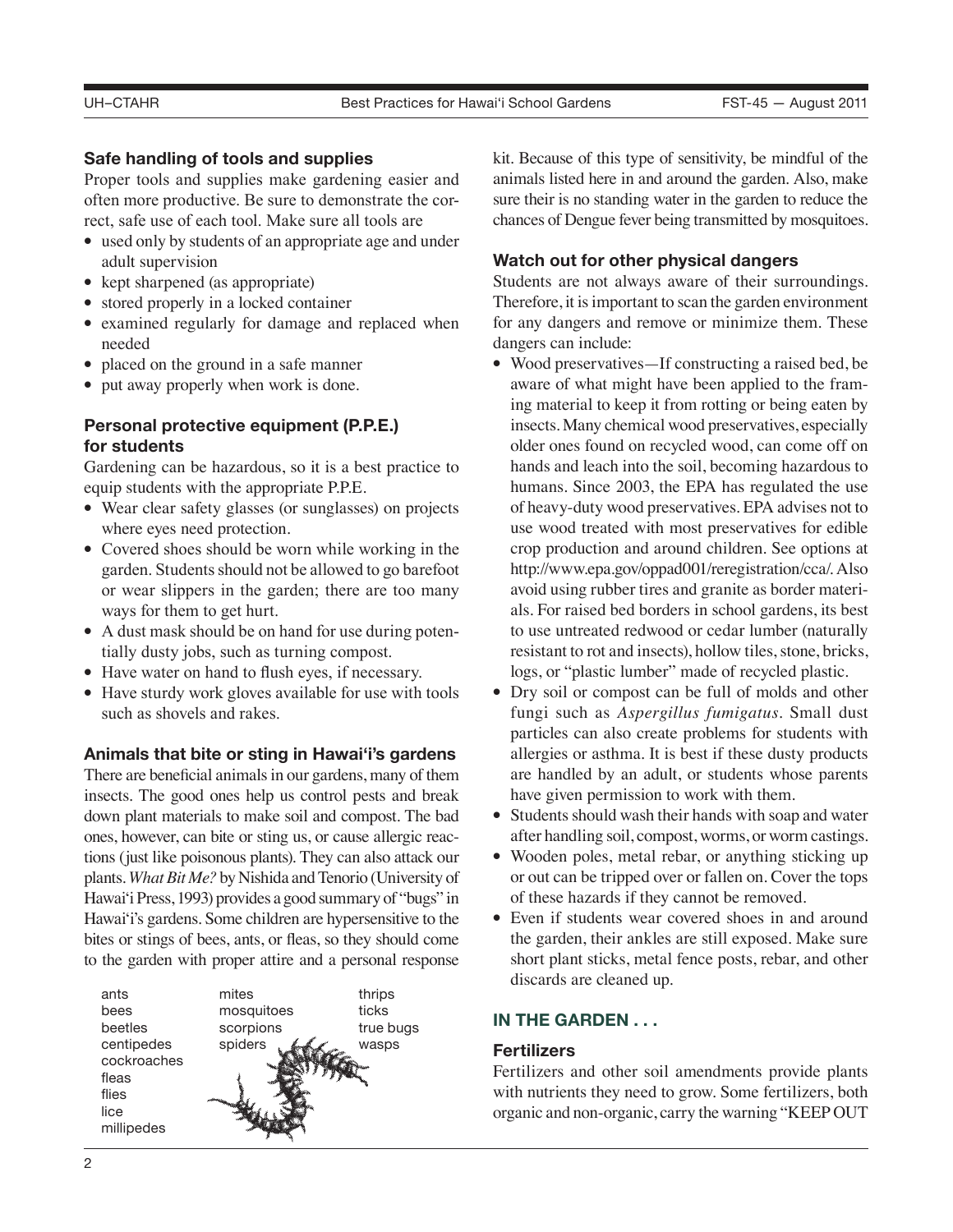### Safe handling of tools and supplies

Proper tools and supplies make gardening easier and often more productive. Be sure to demonstrate the correct, safe use of each tool. Make sure all tools are

- used only by students of an appropriate age and under adult supervision
- kept sharpened (as appropriate)
- stored properly in a locked container
- examined regularly for damage and replaced when needed
- placed on the ground in a safe manner
- put away properly when work is done.

### Personal protective equipment (P.P.E.) for students

Gardening can be hazardous, so it is a best practice to equip students with the appropriate P.P.E.

- Wear clear safety glasses (or sunglasses) on projects where eyes need protection.
- Covered shoes should be worn while working in the garden. Students should not be allowed to go barefoot or wear slippers in the garden; there are too many ways for them to get hurt.
- A dust mask should be on hand for use during potentially dusty jobs, such as turning compost.
- Have water on hand to flush eyes, if necessary.
- Have sturdy work gloves available for use with tools such as shovels and rakes.

### Animals that bite or sting in Hawai'i's gardens

There are beneficial animals in our gardens, many of them insects. The good ones help us control pests and break down plant materials to make soil and compost. The bad ones, however, can bite or sting us, or cause allergic reactions (just like poisonous plants). They can also attack our plants. *What Bit Me?* by Nishida and Tenorio (University of Hawai'i Press, 1993) provides a good summary of "bugs" in Hawai'i's gardens. Some children are hypersensitive to the bites or stings of bees, ants, or fleas, so they should come to the garden with proper attire and a personal response kit. Because of this type of sensitivity, be mindful of the animals listed here in and around the garden. Also, make sure their is no standing water in the garden to reduce the chances of Dengue fever being transmitted by mosquitoes.

| | | |
|---|---|---|
| ants | mites | thrips |
| bees | mosquitoes | ticks |
| beetles | scorpions | true bugs |
| centipedes | spiders | wasps |
| cockroaches | | |
| fleas | | |
| flies | | |
| lice | | |
| millipedes | | |

### Watch out for other physical dangers

Students are not always aware of their surroundings. Therefore, it is important to scan the garden environment for any dangers and remove or minimize them. These dangers can include:

- Wood preservatives—If constructing a raised bed, be aware of what might have been applied to the framing material to keep it from rotting or being eaten by insects. Many chemical wood preservatives, especially older ones found on recycled wood, can come off on hands and leach into the soil, becoming hazardous to humans. Since 2003, the EPA has regulated the use of heavy-duty wood preservatives. EPA advises not to use wood treated with most preservatives for edible crop production and around children. See options at http://www.epa.gov/oppad001/reregistration/cca/. Also avoid using rubber tires and granite as border materials. For raised bed borders in school gardens, its best to use untreated redwood or cedar lumber (naturally resistant to rot and insects), hollow tiles, stone, bricks, logs, or "plastic lumber" made of recycled plastic.
- Dry soil or compost can be full of molds and other fungi such as *Aspergillus fumigatus*. Small dust particles can also create problems for students with allergies or asthma. It is best if these dusty products are handled by an adult, or students whose parents have given permission to work with them.
- Students should wash their hands with soap and water after handling soil, compost, worms, or worm castings.
- Wooden poles, metal rebar, or anything sticking up or out can be tripped over or fallen on. Cover the tops of these hazards if they cannot be removed.
- Even if students wear covered shoes in and around the garden, their ankles are still exposed. Make sure short plant sticks, metal fence posts, rebar, and other discards are cleaned up.

## IN THE GARDEN . . .

### Fertilizers

Fertilizers and other soil amendments provide plants with nutrients they need to grow. Some fertilizers, both organic and non-organic, carry the warning "KEEP OUT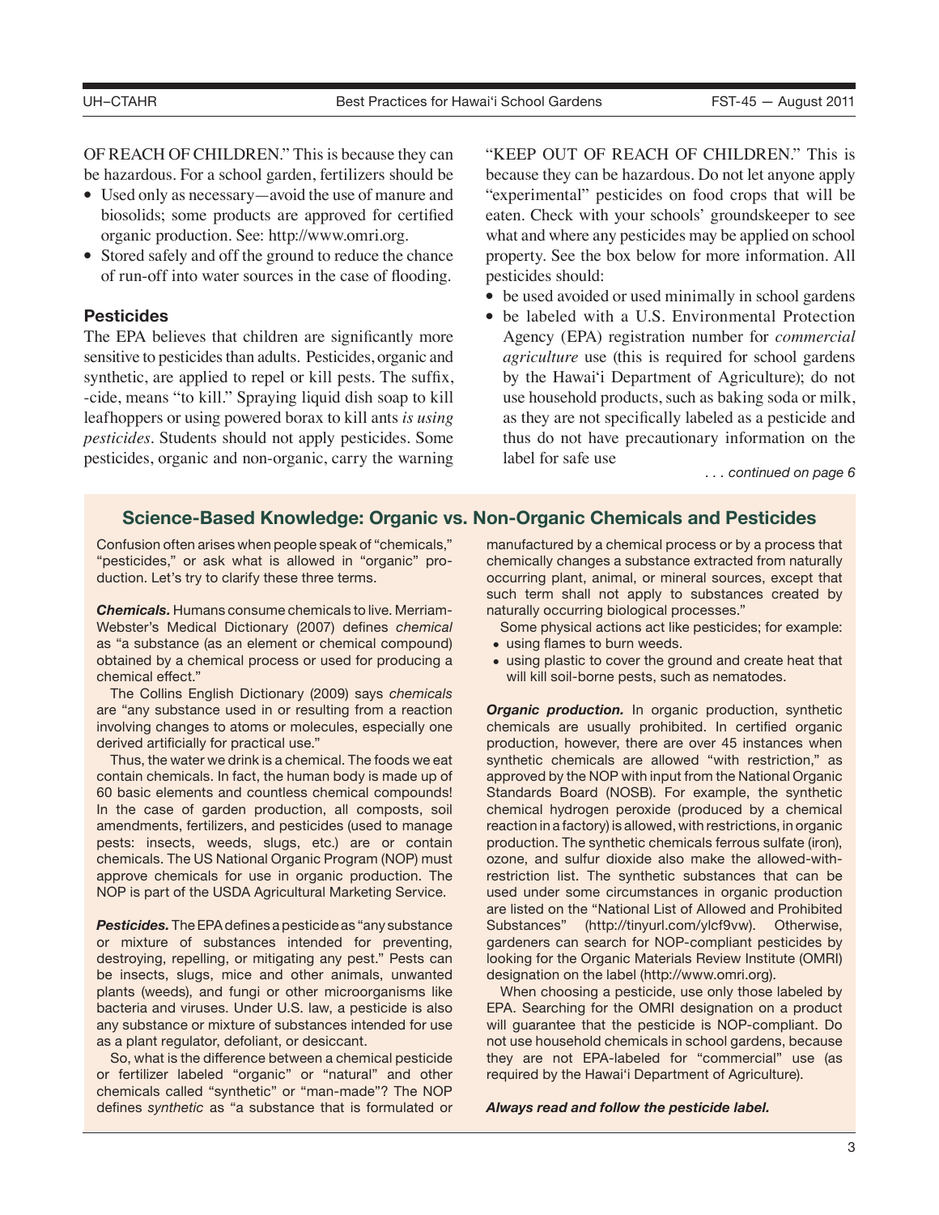OF REACH OF CHILDREN." This is because they can be hazardous. For a school garden, fertilizers should be

- Used only as necessary—avoid the use of manure and biosolids; some products are approved for certified organic production. See: http://www.omri.org.
- Stored safely and off the ground to reduce the chance of run-off into water sources in the case of flooding.

### Pesticides

The EPA believes that children are significantly more sensitive to pesticides than adults. Pesticides, organic and synthetic, are applied to repel or kill pests. The suffix, -cide, means "to kill." Spraying liquid dish soap to kill leafhoppers or using powered borax to kill ants *is using pesticides*. Students should not apply pesticides. Some pesticides, organic and non-organic, carry the warning "KEEP OUT OF REACH OF CHILDREN." This is because they can be hazardous. Do not let anyone apply "experimental" pesticides on food crops that will be eaten. Check with your schools' groundskeeper to see what and where any pesticides may be applied on school property. See the box below for more information. All pesticides should:

- be used avoided or used minimally in school gardens
- be labeled with a U.S. Environmental Protection Agency (EPA) registration number for *commercial agriculture* use (this is required for school gardens by the Hawai'i Department of Agriculture); do not use household products, such as baking soda or milk, as they are not specifically labeled as a pesticide and thus do not have precautionary information on the label for safe use

*. . . continued on page 6*

## Science-Based Knowledge: Organic vs. Non-Organic Chemicals and Pesticides

Confusion often arises when people speak of "chemicals," "pesticides," or ask what is allowed in "organic" production. Let's try to clarify these three terms.

***Chemicals.*** Humans consume chemicals to live. Merriam-Webster's Medical Dictionary (2007) defines *chemical* as "a substance (as an element or chemical compound) obtained by a chemical process or used for producing a chemical effect."

The Collins English Dictionary (2009) says *chemicals* are "any substance used in or resulting from a reaction involving changes to atoms or molecules, especially one derived artificially for practical use."

Thus, the water we drink is a chemical. The foods we eat contain chemicals. In fact, the human body is made up of 60 basic elements and countless chemical compounds! In the case of garden production, all composts, soil amendments, fertilizers, and pesticides (used to manage pests: insects, weeds, slugs, etc.) are or contain chemicals. The US National Organic Program (NOP) must approve chemicals for use in organic production. The NOP is part of the USDA Agricultural Marketing Service.

***Pesticides.*** The EPA defines a pesticide as "any substance or mixture of substances intended for preventing, destroying, repelling, or mitigating any pest." Pests can be insects, slugs, mice and other animals, unwanted plants (weeds), and fungi or other microorganisms like bacteria and viruses. Under U.S. law, a pesticide is also any substance or mixture of substances intended for use as a plant regulator, defoliant, or desiccant.

So, what is the difference between a chemical pesticide or fertilizer labeled "organic" or "natural" and other chemicals called "synthetic" or "man-made"? The NOP defines *synthetic* as "a substance that is formulated or manufactured by a chemical process or by a process that chemically changes a substance extracted from naturally occurring plant, animal, or mineral sources, except that such term shall not apply to substances created by naturally occurring biological processes."

Some physical actions act like pesticides; for example:

- using flames to burn weeds.
- using plastic to cover the ground and create heat that will kill soil-borne pests, such as nematodes.

***Organic production.*** In organic production, synthetic chemicals are usually prohibited. In certified organic production, however, there are over 45 instances when synthetic chemicals are allowed "with restriction," as approved by the NOP with input from the National Organic Standards Board (NOSB). For example, the synthetic chemical hydrogen peroxide (produced by a chemical reaction in a factory) is allowed, with restrictions, in organic production. The synthetic chemicals ferrous sulfate (iron), ozone, and sulfur dioxide also make the allowed-with-restriction list. The synthetic substances that can be used under some circumstances in organic production are listed on the "National List of Allowed and Prohibited Substances" (http://tinyurl.com/ylcf9vw). Otherwise, gardeners can search for NOP-compliant pesticides by looking for the Organic Materials Review Institute (OMRI) designation on the label (http://www.omri.org).

When choosing a pesticide, use only those labeled by EPA. Searching for the OMRI designation on a product will guarantee that the pesticide is NOP-compliant. Do not use household chemicals in school gardens, because they are not EPA-labeled for "commercial" use (as required by the Hawai'i Department of Agriculture).

***Always read and follow the pesticide label.***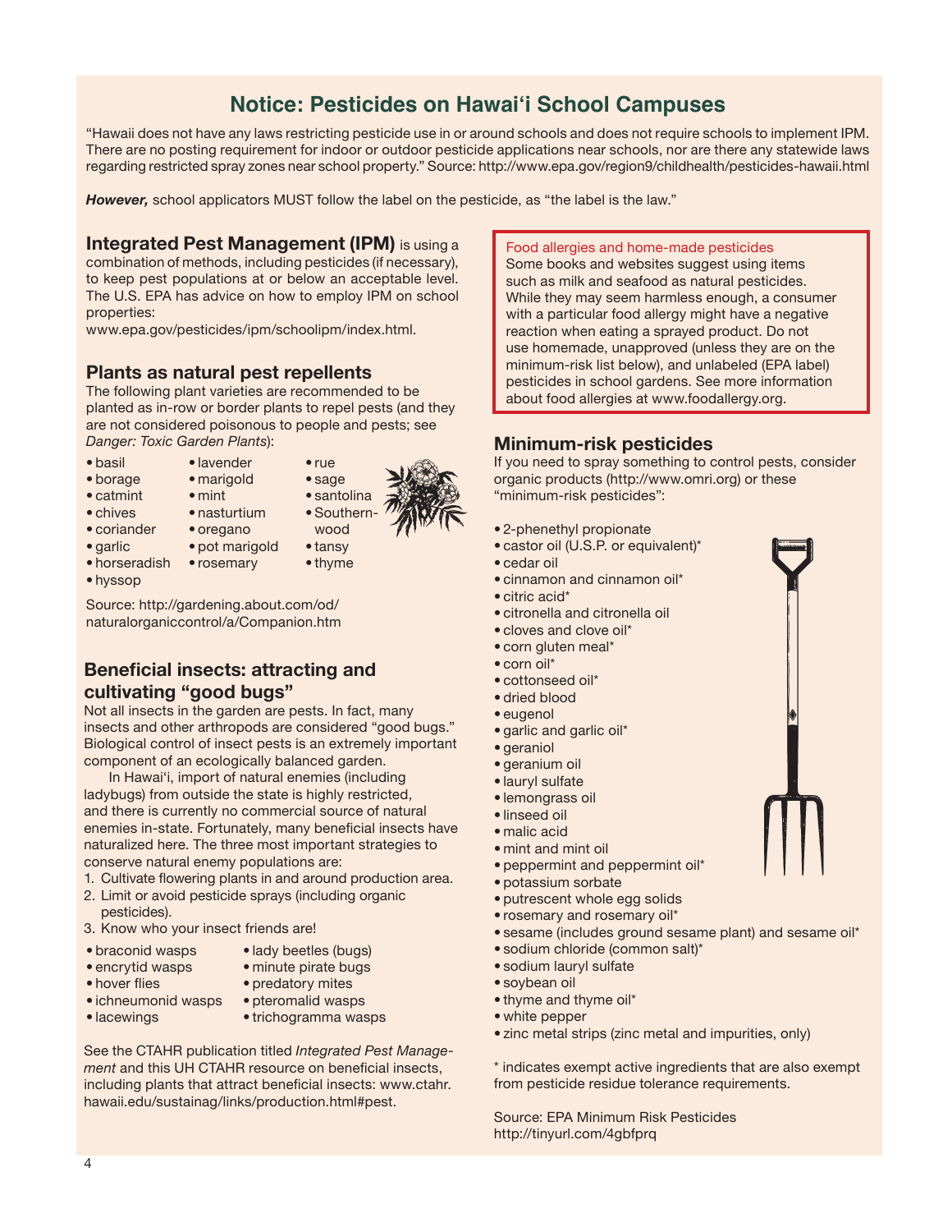## Notice: Pesticides on Hawai'i School Campuses

"Hawaii does not have any laws restricting pesticide use in or around schools and does not require schools to implement IPM. There are no posting requirement for indoor or outdoor pesticide applications near schools, nor are there any statewide laws regarding restricted spray zones near school property." Source: http://www.epa.gov/region9/childhealth/pesticides-hawaii.html

***However,*** school applicators MUST follow the label on the pesticide, as "the label is the law."

### Integrated Pest Management (IPM)

**Integrated Pest Management (IPM)** is using a combination of methods, including pesticides (if necessary), to keep pest populations at or below an acceptable level. The U.S. EPA has advice on how to employ IPM on school properties:
www.epa.gov/pesticides/ipm/schoolipm/index.html.

### Plants as natural pest repellents

The following plant varieties are recommended to be planted as in-row or border plants to repel pests (and they are not considered poisonous to people and pests; see *Danger: Toxic Garden Plants*):

- basil
- borage
- catmint
- chives
- coriander
- garlic
- horseradish
- hyssop
- lavender
- marigold
- mint
- nasturtium
- oregano
- pot marigold
- rosemary
- rue
- sage
- santolina
- Southernwood
- tansy
- thyme

Source: http://gardening.about.com/od/naturalorganiccontrol/a/Companion.htm

### Beneficial insects: attracting and cultivating "good bugs"

Not all insects in the garden are pests. In fact, many insects and other arthropods are considered "good bugs." Biological control of insect pests is an extremely important component of an ecologically balanced garden.

In Hawai'i, import of natural enemies (including ladybugs) from outside the state is highly restricted, and there is currently no commercial source of natural enemies in-state. Fortunately, many beneficial insects have naturalized here. The three most important strategies to conserve natural enemy populations are:

1. Cultivate flowering plants in and around production area.
2. Limit or avoid pesticide sprays (including organic pesticides).
3. Know who your insect friends are!

- braconid wasps
- encrytid wasps
- hover flies
- ichneumonid wasps
- lacewings
- lady beetles (bugs)
- minute pirate bugs
- predatory mites
- pteromalid wasps
- trichogramma wasps

See the CTAHR publication titled *Integrated Pest Management* and this UH CTAHR resource on beneficial insects, including plants that attract beneficial insects: www.ctahr.hawaii.edu/sustainag/links/production.html#pest.

### Food allergies and home-made pesticides

Some books and websites suggest using items such as milk and seafood as natural pesticides. While they may seem harmless enough, a consumer with a particular food allergy might have a negative reaction when eating a sprayed product. Do not use homemade, unapproved (unless they are on the minimum-risk list below), and unlabeled (EPA label) pesticides in school gardens. See more information about food allergies at www.foodallergy.org.

### Minimum-risk pesticides

If you need to spray something to control pests, consider organic products (http://www.omri.org) or these "minimum-risk pesticides":

- 2-phenethyl propionate
- castor oil (U.S.P. or equivalent)*
- cedar oil
- cinnamon and cinnamon oil*
- citric acid*
- citronella and citronella oil
- cloves and clove oil*
- corn gluten meal*
- corn oil*
- cottonseed oil*
- dried blood
- eugenol
- garlic and garlic oil*
- geraniol
- geranium oil
- lauryl sulfate
- lemongrass oil
- linseed oil
- malic acid
- mint and mint oil
- peppermint and peppermint oil*
- potassium sorbate
- putrescent whole egg solids
- rosemary and rosemary oil*
- sesame (includes ground sesame plant) and sesame oil*
- sodium chloride (common salt)*
- sodium lauryl sulfate
- soybean oil
- thyme and thyme oil*
- white pepper
- zinc metal strips (zinc metal and impurities, only)

* indicates exempt active ingredients that are also exempt from pesticide residue tolerance requirements.

Source: EPA Minimum Risk Pesticides
http://tinyurl.com/4gbfprq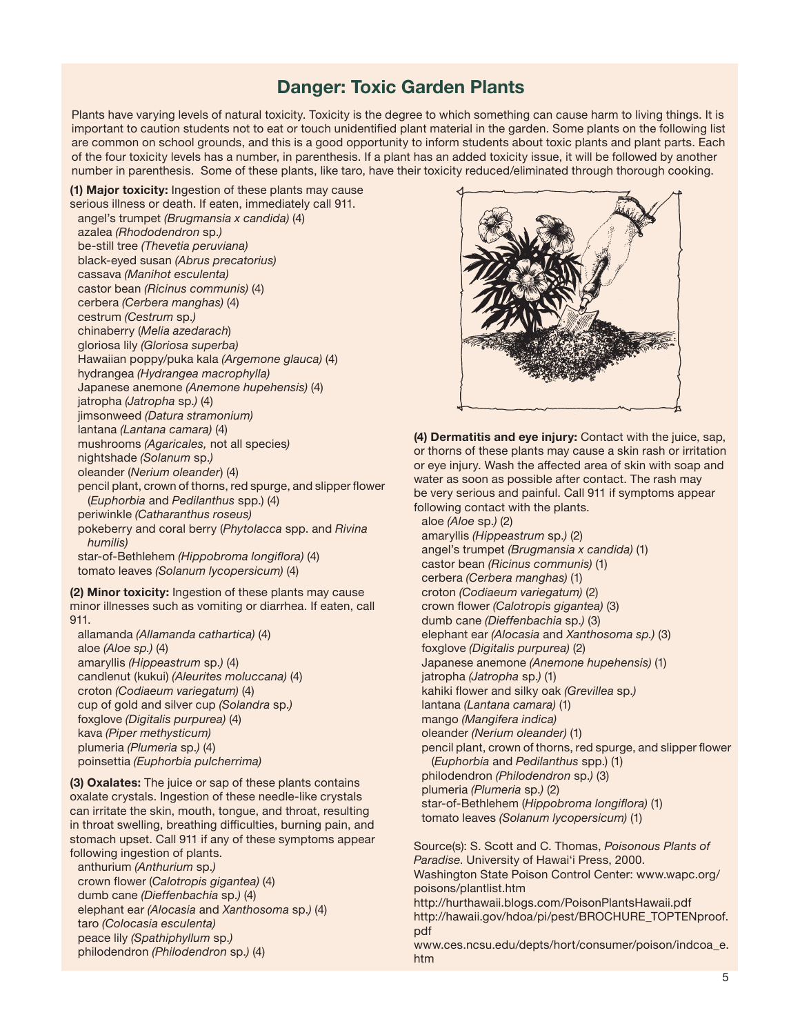## Danger: Toxic Garden Plants

Plants have varying levels of natural toxicity. Toxicity is the degree to which something can cause harm to living things. It is important to caution students not to eat or touch unidentified plant material in the garden. Some plants on the following list are common on school grounds, and this is a good opportunity to inform students about toxic plants and plant parts. Each of the four toxicity levels has a number, in parenthesis. If a plant has an added toxicity issue, it will be followed by another number in parenthesis. Some of these plants, like taro, have their toxicity reduced/eliminated through thorough cooking.

**(1) Major toxicity:** Ingestion of these plants may cause serious illness or death. If eaten, immediately call 911.

- angel's trumpet *(Brugmansia x candida)* (4)
- azalea *(Rhododendron* sp.*)*
- be-still tree *(Thevetia peruviana)*
- black-eyed susan *(Abrus precatorius)*
- cassava *(Manihot esculenta)*
- castor bean *(Ricinus communis)* (4)
- cerbera *(Cerbera manghas)* (4)
- cestrum *(Cestrum* sp.*)*
- chinaberry (*Melia azedarach*)
- gloriosa lily *(Gloriosa superba)*
- Hawaiian poppy/puka kala *(Argemone glauca)* (4)
- hydrangea *(Hydrangea macrophylla)*
- Japanese anemone *(Anemone hupehensis)* (4)
- jatropha *(Jatropha* sp.*)* (4)
- jimsonweed *(Datura stramonium)*
- lantana *(Lantana camara)* (4)
- mushrooms *(Agaricales,* not all species*)*
- nightshade *(Solanum* sp.*)*
- oleander (*Nerium oleander*) (4)
- pencil plant, crown of thorns, red spurge, and slipper flower (*Euphorbia* and *Pedilanthus* spp.) (4)
- periwinkle *(Catharanthus roseus)*
- pokeberry and coral berry (*Phytolacca* spp. and *Rivina humilis)*
- star-of-Bethlehem *(Hippobroma longiflora)* (4)
- tomato leaves *(Solanum lycopersicum)* (4)

**(2) Minor toxicity:** Ingestion of these plants may cause minor illnesses such as vomiting or diarrhea. If eaten, call 911.

- allamanda *(Allamanda cathartica)* (4)
- aloe *(Aloe sp.)* (4)
- amaryllis *(Hippeastrum* sp.*)* (4)
- candlenut (kukui) *(Aleurites moluccana)* (4)
- croton *(Codiaeum variegatum)* (4)
- cup of gold and silver cup *(Solandra* sp.*)*
- foxglove *(Digitalis purpurea)* (4)
- kava *(Piper methysticum)*
- plumeria *(Plumeria* sp.*)* (4)
- poinsettia *(Euphorbia pulcherrima)*

**(3) Oxalates:** The juice or sap of these plants contains oxalate crystals. Ingestion of these needle-like crystals can irritate the skin, mouth, tongue, and throat, resulting in throat swelling, breathing difficulties, burning pain, and stomach upset. Call 911 if any of these symptoms appear following ingestion of plants.

- anthurium *(Anthurium* sp.*)*
- crown flower (*Calotropis gigantea)* (4)
- dumb cane *(Dieffenbachia* sp.*)* (4)
- elephant ear *(Alocasia* and *Xanthosoma* sp.*)* (4)
- taro *(Colocasia esculenta)*
- peace lily *(Spathiphyllum* sp.*)*
- philodendron *(Philodendron* sp.*)* (4)

**(4) Dermatitis and eye injury:** Contact with the juice, sap, or thorns of these plants may cause a skin rash or irritation or eye injury. Wash the affected area of skin with soap and water as soon as possible after contact. The rash may be very serious and painful. Call 911 if symptoms appear following contact with the plants.

- aloe *(Aloe* sp.*)* (2)
- amaryllis *(Hippeastrum* sp.*)* (2)
- angel's trumpet *(Brugmansia x candida)* (1)
- castor bean *(Ricinus communis)* (1)
- cerbera *(Cerbera manghas)* (1)
- croton *(Codiaeum variegatum)* (2)
- crown flower *(Calotropis gigantea)* (3)
- dumb cane *(Dieffenbachia* sp.*)* (3)
- elephant ear *(Alocasia* and *Xanthosoma sp.)* (3)
- foxglove *(Digitalis purpurea)* (2)
- Japanese anemone *(Anemone hupehensis)* (1)
- jatropha *(Jatropha* sp.*)* (1)
- kahiki flower and silky oak *(Grevillea* sp.*)*
- lantana *(Lantana camara)* (1)
- mango *(Mangifera indica)*
- oleander *(Nerium oleander)* (1)
- pencil plant, crown of thorns, red spurge, and slipper flower (*Euphorbia* and *Pedilanthus* spp.) (1)
- philodendron *(Philodendron* sp.*)* (3)
- plumeria *(Plumeria* sp.*)* (2)
- star-of-Bethlehem (*Hippobroma longiflora)* (1)
- tomato leaves *(Solanum lycopersicum)* (1)

Source(s): S. Scott and C. Thomas, *Poisonous Plants of Paradise*. University of Hawaiʻi Press, 2000.
Washington State Poison Control Center: www.wapc.org/poisons/plantlist.htm
http://hurthawaii.blogs.com/PoisonPlantsHawaii.pdf
http://hawaii.gov/hdoa/pi/pest/BROCHURE_TOPTENproof.pdf
www.ces.ncsu.edu/depts/hort/consumer/poison/indcoa_e.htm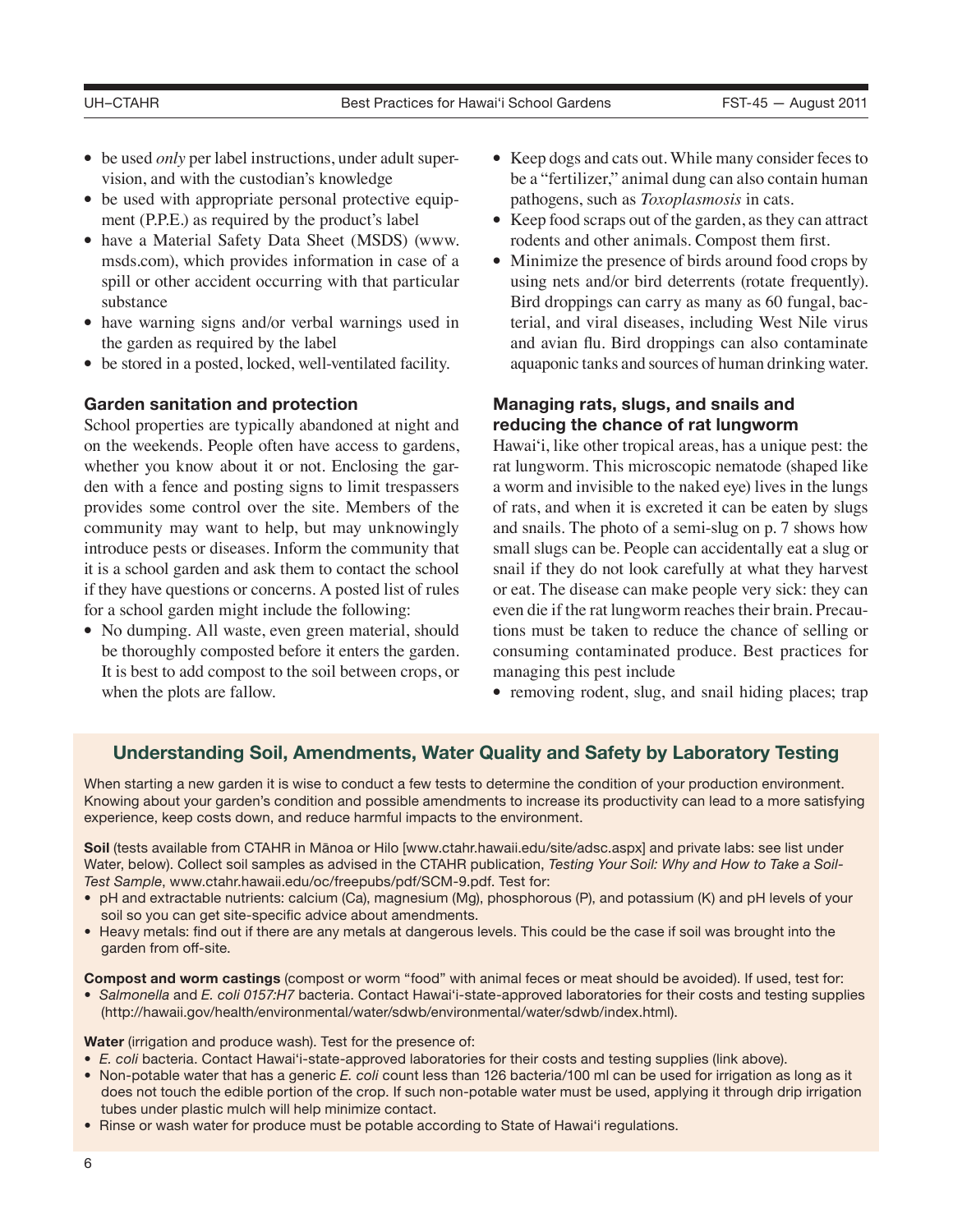- be used *only* per label instructions, under adult supervision, and with the custodian's knowledge
- be used with appropriate personal protective equipment (P.P.E.) as required by the product's label
- have a Material Safety Data Sheet (MSDS) (www.msds.com), which provides information in case of a spill or other accident occurring with that particular substance
- have warning signs and/or verbal warnings used in the garden as required by the label
- be stored in a posted, locked, well-ventilated facility.

### Garden sanitation and protection

School properties are typically abandoned at night and on the weekends. People often have access to gardens, whether you know about it or not. Enclosing the garden with a fence and posting signs to limit trespassers provides some control over the site. Members of the community may want to help, but may unknowingly introduce pests or diseases. Inform the community that it is a school garden and ask them to contact the school if they have questions or concerns. A posted list of rules for a school garden might include the following:

- No dumping. All waste, even green material, should be thoroughly composted before it enters the garden. It is best to add compost to the soil between crops, or when the plots are fallow.
- Keep dogs and cats out. While many consider feces to be a "fertilizer," animal dung can also contain human pathogens, such as *Toxoplasmosis* in cats.
- Keep food scraps out of the garden, as they can attract rodents and other animals. Compost them first.
- Minimize the presence of birds around food crops by using nets and/or bird deterrents (rotate frequently). Bird droppings can carry as many as 60 fungal, bacterial, and viral diseases, including West Nile virus and avian flu. Bird droppings can also contaminate aquaponic tanks and sources of human drinking water.

### Managing rats, slugs, and snails and reducing the chance of rat lungworm

Hawai'i, like other tropical areas, has a unique pest: the rat lungworm. This microscopic nematode (shaped like a worm and invisible to the naked eye) lives in the lungs of rats, and when it is excreted it can be eaten by slugs and snails. The photo of a semi-slug on p. 7 shows how small slugs can be. People can accidentally eat a slug or snail if they do not look carefully at what they harvest or eat. The disease can make people very sick: they can even die if the rat lungworm reaches their brain. Precautions must be taken to reduce the chance of selling or consuming contaminated produce. Best practices for managing this pest include

- removing rodent, slug, and snail hiding places; trap

### Understanding Soil, Amendments, Water Quality and Safety by Laboratory Testing

When starting a new garden it is wise to conduct a few tests to determine the condition of your production environment. Knowing about your garden's condition and possible amendments to increase its productivity can lead to a more satisfying experience, keep costs down, and reduce harmful impacts to the environment.

**Soil** (tests available from CTAHR in Mānoa or Hilo [www.ctahr.hawaii.edu/site/adsc.aspx] and private labs: see list under Water, below). Collect soil samples as advised in the CTAHR publication, *Testing Your Soil: Why and How to Take a Soil-Test Sample*, www.ctahr.hawaii.edu/oc/freepubs/pdf/SCM-9.pdf. Test for:

- pH and extractable nutrients: calcium (Ca), magnesium (Mg), phosphorous (P), and potassium (K) and pH levels of your soil so you can get site-specific advice about amendments.
- Heavy metals: find out if there are any metals at dangerous levels. This could be the case if soil was brought into the garden from off-site.

**Compost and worm castings** (compost or worm "food" with animal feces or meat should be avoided). If used, test for:

- *Salmonella* and *E. coli 0157:H7* bacteria. Contact Hawai'i-state-approved laboratories for their costs and testing supplies (http://hawaii.gov/health/environmental/water/sdwb/environmental/water/sdwb/index.html).

**Water** (irrigation and produce wash). Test for the presence of:

- *E. coli* bacteria. Contact Hawai'i-state-approved laboratories for their costs and testing supplies (link above).
- Non-potable water that has a generic *E. coli* count less than 126 bacteria/100 ml can be used for irrigation as long as it does not touch the edible portion of the crop. If such non-potable water must be used, applying it through drip irrigation tubes under plastic mulch will help minimize contact.
- Rinse or wash water for produce must be potable according to State of Hawai'i regulations.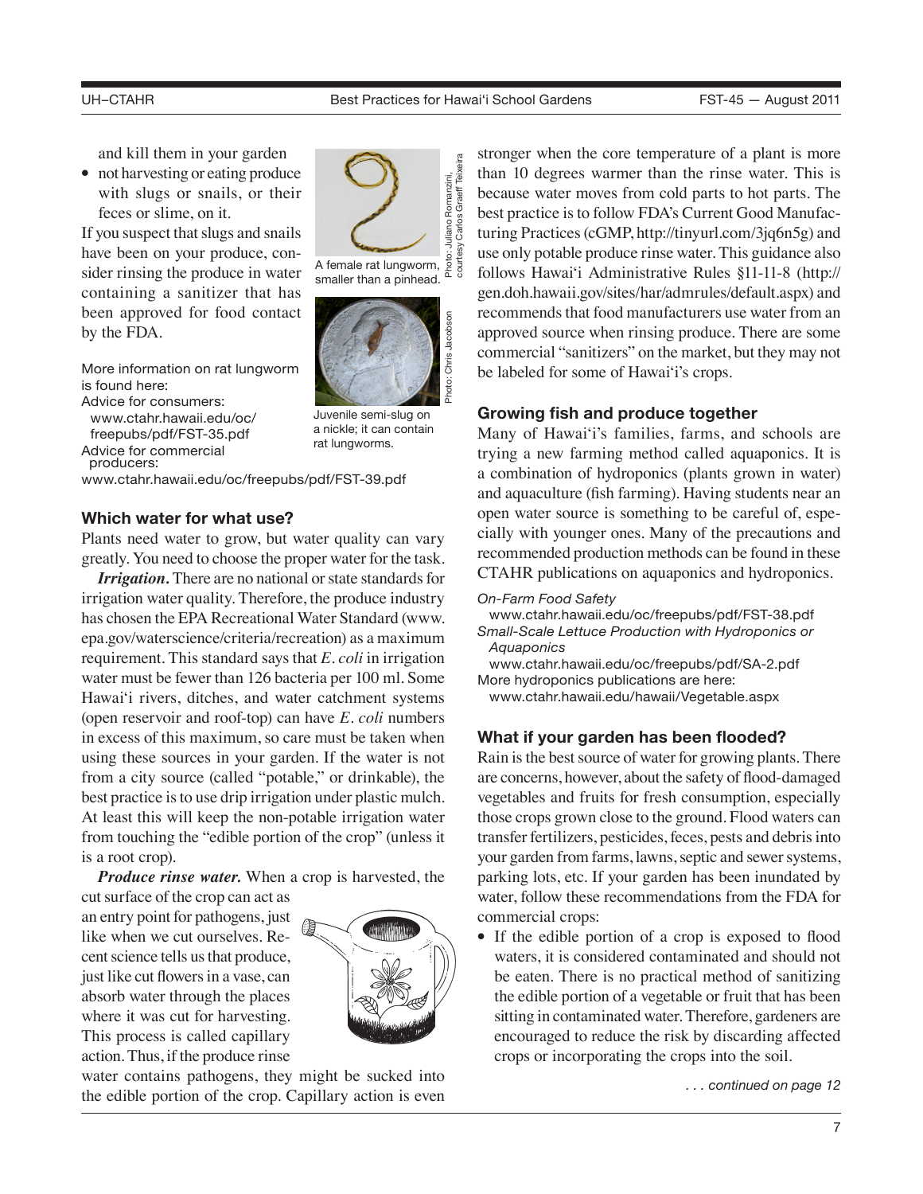and kill them in your garden

- not harvesting or eating produce with slugs or snails, or their feces or slime, on it.

If you suspect that slugs and snails have been on your produce, consider rinsing the produce in water containing a sanitizer that has been approved for food contact by the FDA.

A female rat lungworm, smaller than a pinhead.

Photo: Juliano Romanzini, courtesy Carlos Graeff Teixeira

Juvenile semi-slug on a nickle; it can contain rat lungworms.

Photo: Chris Jacobson

More information on rat lungworm is found here:
Advice for consumers:
www.ctahr.hawaii.edu/oc/freepubs/pdf/FST-35.pdf
Advice for commercial producers:
www.ctahr.hawaii.edu/oc/freepubs/pdf/FST-39.pdf

### Which water for what use?

Plants need water to grow, but water quality can vary greatly. You need to choose the proper water for the task.

***Irrigation.*** There are no national or state standards for irrigation water quality. Therefore, the produce industry has chosen the EPA Recreational Water Standard (www.epa.gov/waterscience/criteria/recreation) as a maximum requirement. This standard says that *E. coli* in irrigation water must be fewer than 126 bacteria per 100 ml. Some Hawai'i rivers, ditches, and water catchment systems (open reservoir and roof-top) can have *E. coli* numbers in excess of this maximum, so care must be taken when using these sources in your garden. If the water is not from a city source (called "potable," or drinkable), the best practice is to use drip irrigation under plastic mulch. At least this will keep the non-potable irrigation water from touching the "edible portion of the crop" (unless it is a root crop).

***Produce rinse water.*** When a crop is harvested, the cut surface of the crop can act as an entry point for pathogens, just like when we cut ourselves. Recent science tells us that produce, just like cut flowers in a vase, can absorb water through the places where it was cut for harvesting. This process is called capillary action. Thus, if the produce rinse water contains pathogens, they might be sucked into the edible portion of the crop. Capillary action is even stronger when the core temperature of a plant is more than 10 degrees warmer than the rinse water. This is because water moves from cold parts to hot parts. The best practice is to follow FDA's Current Good Manufacturing Practices (cGMP, http://tinyurl.com/3jq6n5g) and use only potable produce rinse water. This guidance also follows Hawai'i Administrative Rules §11-11-8 (http://gen.doh.hawaii.gov/sites/har/admrules/default.aspx) and recommends that food manufacturers use water from an approved source when rinsing produce. There are some commercial "sanitizers" on the market, but they may not be labeled for some of Hawai'i's crops.

### Growing fish and produce together

Many of Hawai'i's families, farms, and schools are trying a new farming method called aquaponics. It is a combination of hydroponics (plants grown in water) and aquaculture (fish farming). Having students near an open water source is something to be careful of, especially with younger ones. Many of the precautions and recommended production methods can be found in these CTAHR publications on aquaponics and hydroponics.

*On-Farm Food Safety*
www.ctahr.hawaii.edu/oc/freepubs/pdf/FST-38.pdf
*Small-Scale Lettuce Production with Hydroponics or Aquaponics*
www.ctahr.hawaii.edu/oc/freepubs/pdf/SA-2.pdf
More hydroponics publications are here:
www.ctahr.hawaii.edu/hawaii/Vegetable.aspx

### What if your garden has been flooded?

Rain is the best source of water for growing plants. There are concerns, however, about the safety of flood-damaged vegetables and fruits for fresh consumption, especially those crops grown close to the ground. Flood waters can transfer fertilizers, pesticides, feces, pests and debris into your garden from farms, lawns, septic and sewer systems, parking lots, etc. If your garden has been inundated by water, follow these recommendations from the FDA for commercial crops:

- If the edible portion of a crop is exposed to flood waters, it is considered contaminated and should not be eaten. There is no practical method of sanitizing the edible portion of a vegetable or fruit that has been sitting in contaminated water. Therefore, gardeners are encouraged to reduce the risk by discarding affected crops or incorporating the crops into the soil.

*. . . continued on page 12*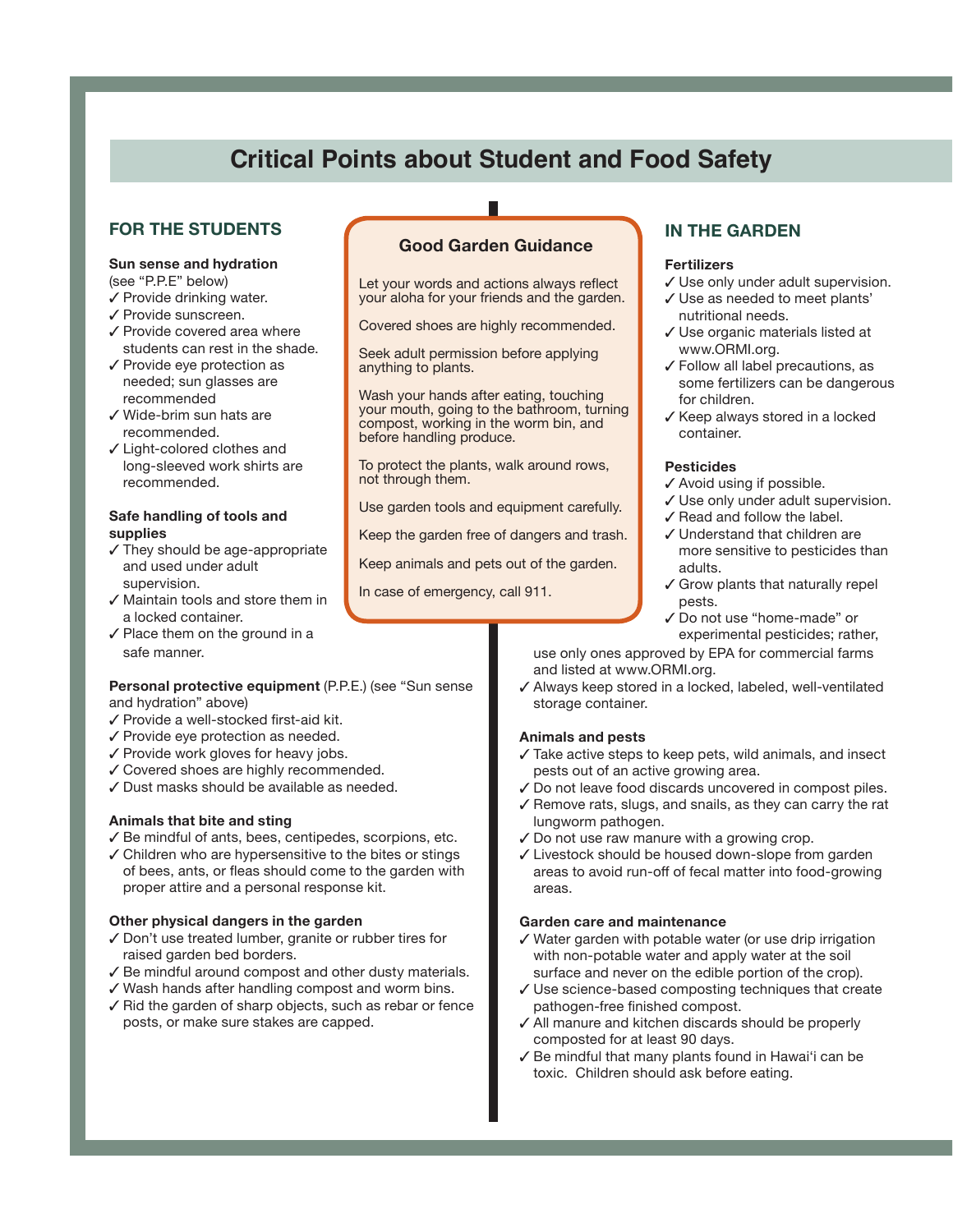# Critical Points about Student and Food Safety

## FOR THE STUDENTS

**Sun sense and hydration**
(see "P.P.E" below)

- ✓ Provide drinking water.
- ✓ Provide sunscreen.
- ✓ Provide covered area where students can rest in the shade.
- ✓ Provide eye protection as needed; sun glasses are recommended
- ✓ Wide-brim sun hats are recommended.
- ✓ Light-colored clothes and long-sleeved work shirts are recommended.

**Safe handling of tools and supplies**

- ✓ They should be age-appropriate and used under adult supervision.
- ✓ Maintain tools and store them in a locked container.
- ✓ Place them on the ground in a safe manner.

**Personal protective equipment** (P.P.E.) (see "Sun sense and hydration" above)

- ✓ Provide a well-stocked first-aid kit.
- ✓ Provide eye protection as needed.
- ✓ Provide work gloves for heavy jobs.
- ✓ Covered shoes are highly recommended.
- ✓ Dust masks should be available as needed.

**Animals that bite and sting**

- ✓ Be mindful of ants, bees, centipedes, scorpions, etc.
- ✓ Children who are hypersensitive to the bites or stings of bees, ants, or fleas should come to the garden with proper attire and a personal response kit.

**Other physical dangers in the garden**

- ✓ Don't use treated lumber, granite or rubber tires for raised garden bed borders.
- ✓ Be mindful around compost and other dusty materials.
- ✓ Wash hands after handling compost and worm bins.
- ✓ Rid the garden of sharp objects, such as rebar or fence posts, or make sure stakes are capped.

### Good Garden Guidance

Let your words and actions always reflect your aloha for your friends and the garden.

Covered shoes are highly recommended.

Seek adult permission before applying anything to plants.

Wash your hands after eating, touching your mouth, going to the bathroom, turning compost, working in the worm bin, and before handling produce.

To protect the plants, walk around rows, not through them.

Use garden tools and equipment carefully.

Keep the garden free of dangers and trash.

Keep animals and pets out of the garden.

In case of emergency, call 911.

## IN THE GARDEN

**Fertilizers**

- ✓ Use only under adult supervision.
- ✓ Use as needed to meet plants' nutritional needs.
- ✓ Use organic materials listed at www.ORMI.org.
- ✓ Follow all label precautions, as some fertilizers can be dangerous for children.
- ✓ Keep always stored in a locked container.

**Pesticides**

- ✓ Avoid using if possible.
- ✓ Use only under adult supervision.
- ✓ Read and follow the label.
- ✓ Understand that children are more sensitive to pesticides than adults.
- ✓ Grow plants that naturally repel pests.
- ✓ Do not use "home-made" or experimental pesticides; rather, use only ones approved by EPA for commercial farms and listed at www.ORMI.org.
- ✓ Always keep stored in a locked, labeled, well-ventilated storage container.

**Animals and pests**

- ✓ Take active steps to keep pets, wild animals, and insect pests out of an active growing area.
- ✓ Do not leave food discards uncovered in compost piles.
- ✓ Remove rats, slugs, and snails, as they can carry the rat lungworm pathogen.
- ✓ Do not use raw manure with a growing crop.
- ✓ Livestock should be housed down-slope from garden areas to avoid run-off of fecal matter into food-growing areas.

**Garden care and maintenance**

- ✓ Water garden with potable water (or use drip irrigation with non-potable water and apply water at the soil surface and never on the edible portion of the crop).
- ✓ Use science-based composting techniques that create pathogen-free finished compost.
- ✓ All manure and kitchen discards should be properly composted for at least 90 days.
- ✓ Be mindful that many plants found in Hawai'i can be toxic. Children should ask before eating.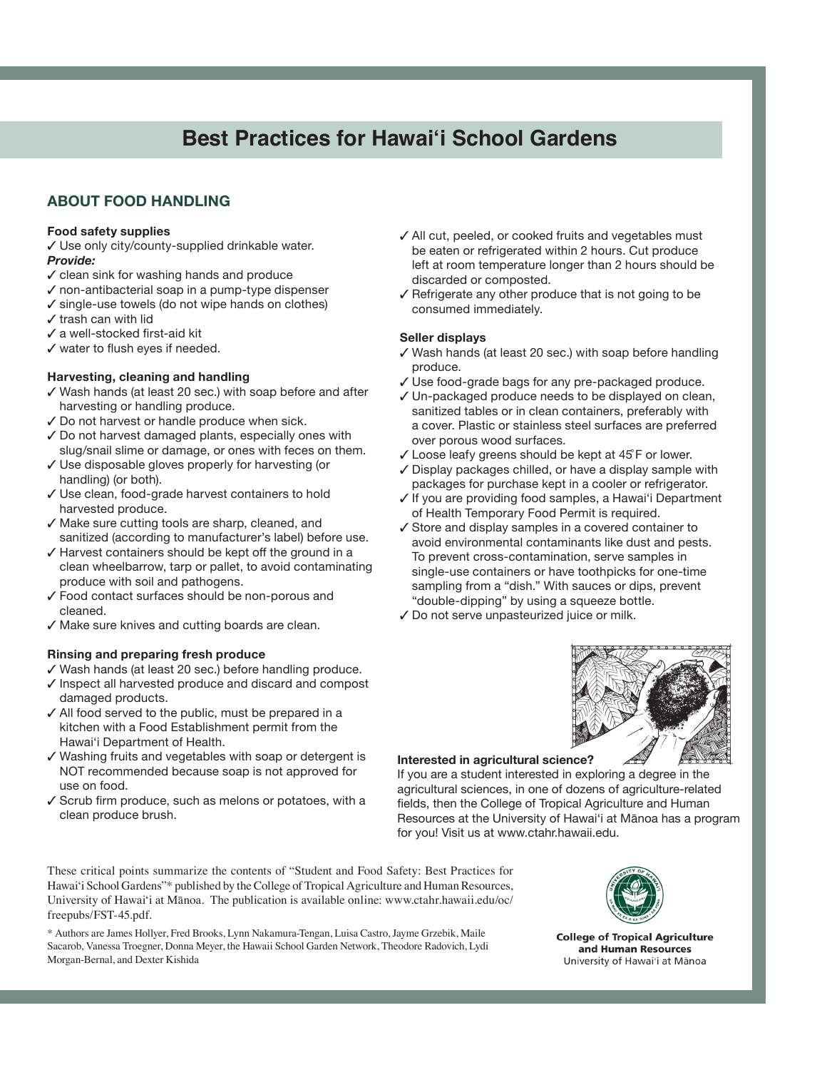# Best Practices for Hawai'i School Gardens

## ABOUT FOOD HANDLING

**Food safety supplies**

✓ Use only city/county-supplied drinkable water.

***Provide:***

✓ clean sink for washing hands and produce
✓ non-antibacterial soap in a pump-type dispenser
✓ single-use towels (do not wipe hands on clothes)
✓ trash can with lid
✓ a well-stocked first-aid kit
✓ water to flush eyes if needed.

**Harvesting, cleaning and handling**

✓ Wash hands (at least 20 sec.) with soap before and after harvesting or handling produce.
✓ Do not harvest or handle produce when sick.
✓ Do not harvest damaged plants, especially ones with slug/snail slime or damage, or ones with feces on them.
✓ Use disposable gloves properly for harvesting (or handling) (or both).
✓ Use clean, food-grade harvest containers to hold harvested produce.
✓ Make sure cutting tools are sharp, cleaned, and sanitized (according to manufacturer's label) before use.
✓ Harvest containers should be kept off the ground in a clean wheelbarrow, tarp or pallet, to avoid contaminating produce with soil and pathogens.
✓ Food contact surfaces should be non-porous and cleaned.
✓ Make sure knives and cutting boards are clean.

**Rinsing and preparing fresh produce**

✓ Wash hands (at least 20 sec.) before handling produce.
✓ Inspect all harvested produce and discard and compost damaged products.
✓ All food served to the public, must be prepared in a kitchen with a Food Establishment permit from the Hawai'i Department of Health.
✓ Washing fruits and vegetables with soap or detergent is NOT recommended because soap is not approved for use on food.
✓ Scrub firm produce, such as melons or potatoes, with a clean produce brush.
✓ All cut, peeled, or cooked fruits and vegetables must be eaten or refrigerated within 2 hours. Cut produce left at room temperature longer than 2 hours should be discarded or composted.
✓ Refrigerate any other produce that is not going to be consumed immediately.

**Seller displays**

✓ Wash hands (at least 20 sec.) with soap before handling produce.
✓ Use food-grade bags for any pre-packaged produce.
✓ Un-packaged produce needs to be displayed on clean, sanitized tables or in clean containers, preferably with a cover. Plastic or stainless steel surfaces are preferred over porous wood surfaces.
✓ Loose leafy greens should be kept at 45˚F or lower.
✓ Display packages chilled, or have a display sample with packages for purchase kept in a cooler or refrigerator.
✓ If you are providing food samples, a Hawai'i Department of Health Temporary Food Permit is required.
✓ Store and display samples in a covered container to avoid environmental contaminants like dust and pests. To prevent cross-contamination, serve samples in single-use containers or have toothpicks for one-time sampling from a "dish." With sauces or dips, prevent "double-dipping" by using a squeeze bottle.
✓ Do not serve unpasteurized juice or milk.

**Interested in agricultural science?**

If you are a student interested in exploring a degree in the agricultural sciences, in one of dozens of agriculture-related fields, then the College of Tropical Agriculture and Human Resources at the University of Hawai'i at Mānoa has a program for you! Visit us at www.ctahr.hawaii.edu.

These critical points summarize the contents of "Student and Food Safety: Best Practices for Hawai'i School Gardens"* published by the College of Tropical Agriculture and Human Resources, University of Hawai'i at Mānoa. The publication is available online: www.ctahr.hawaii.edu/oc/freepubs/FST-45.pdf.

* Authors are James Hollyer, Fred Brooks, Lynn Nakamura-Tengan, Luisa Castro, Jayme Grzebik, Maile Sacarob, Vanessa Troegner, Donna Meyer, the Hawaii School Garden Network, Theodore Radovich, Lydi Morgan-Bernal, and Dexter Kishida

College of Tropical Agriculture and Human Resources
University of Hawai'i at Mānoa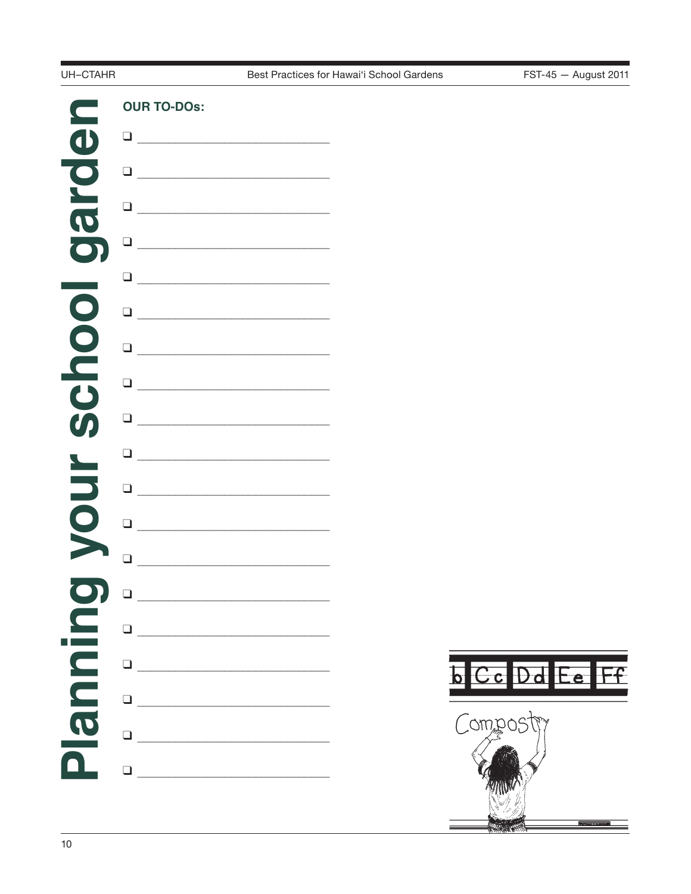# Planning your school garden

**OUR TO-DOs:**

- ❑ ______________________________
- ❑ ______________________________
- ❑ ______________________________
- ❑ ______________________________
- ❑ ______________________________
- ❑ ______________________________
- ❑ ______________________________
- ❑ ______________________________
- ❑ ______________________________
- ❑ ______________________________
- ❑ ______________________________
- ❑ ______________________________
- ❑ ______________________________
- ❑ ______________________________
- ❑ ______________________________
- ❑ ______________________________
- ❑ ______________________________
- ❑ ______________________________
- ❑ ______________________________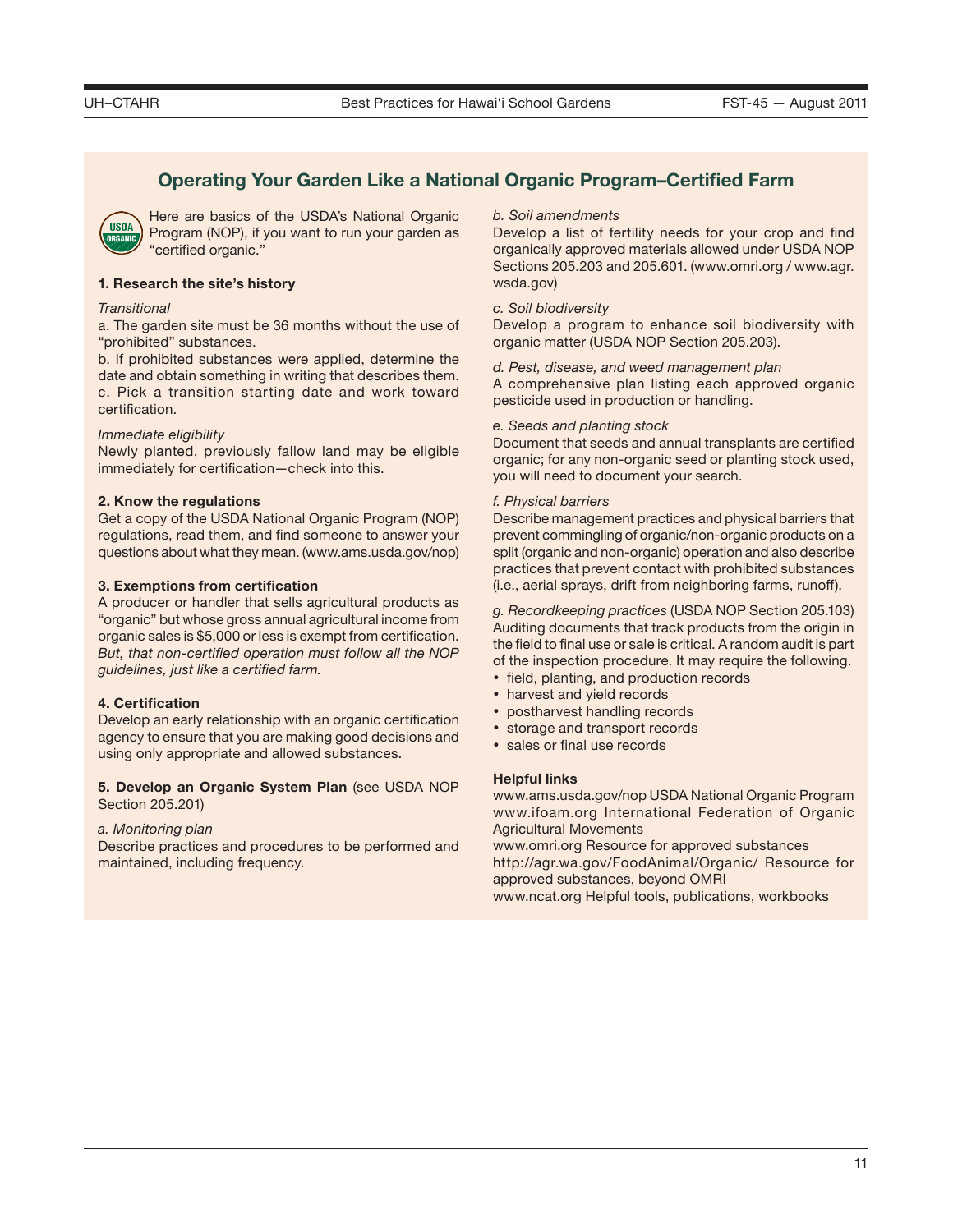## Operating Your Garden Like a National Organic Program–Certified Farm

Here are basics of the USDA's National Organic Program (NOP), if you want to run your garden as "certified organic."

**1. Research the site's history**

*Transitional*

a. The garden site must be 36 months without the use of "prohibited" substances.
b. If prohibited substances were applied, determine the date and obtain something in writing that describes them.
c. Pick a transition starting date and work toward certification.

*Immediate eligibility*

Newly planted, previously fallow land may be eligible immediately for certification—check into this.

**2. Know the regulations**

Get a copy of the USDA National Organic Program (NOP) regulations, read them, and find someone to answer your questions about what they mean. (www.ams.usda.gov/nop)

**3. Exemptions from certification**

A producer or handler that sells agricultural products as "organic" but whose gross annual agricultural income from organic sales is $5,000 or less is exempt from certification. *But, that non-certified operation must follow all the NOP guidelines, just like a certified farm.*

**4. Certification**

Develop an early relationship with an organic certification agency to ensure that you are making good decisions and using only appropriate and allowed substances.

**5. Develop an Organic System Plan** (see USDA NOP Section 205.201)

*a. Monitoring plan*

Describe practices and procedures to be performed and maintained, including frequency.

*b. Soil amendments*

Develop a list of fertility needs for your crop and find organically approved materials allowed under USDA NOP Sections 205.203 and 205.601. (www.omri.org / www.agr.wsda.gov)

*c. Soil biodiversity*

Develop a program to enhance soil biodiversity with organic matter (USDA NOP Section 205.203).

*d. Pest, disease, and weed management plan*

A comprehensive plan listing each approved organic pesticide used in production or handling.

*e. Seeds and planting stock*

Document that seeds and annual transplants are certified organic; for any non-organic seed or planting stock used, you will need to document your search.

*f. Physical barriers*

Describe management practices and physical barriers that prevent commingling of organic/non-organic products on a split (organic and non-organic) operation and also describe practices that prevent contact with prohibited substances (i.e., aerial sprays, drift from neighboring farms, runoff).

*g. Recordkeeping practices* (USDA NOP Section 205.103)

Auditing documents that track products from the origin in the field to final use or sale is critical. A random audit is part of the inspection procedure. It may require the following.

- field, planting, and production records
- harvest and yield records
- postharvest handling records
- storage and transport records
- sales or final use records

**Helpful links**

www.ams.usda.gov/nop USDA National Organic Program
www.ifoam.org International Federation of Organic Agricultural Movements
www.omri.org Resource for approved substances
http://agr.wa.gov/FoodAnimal/Organic/ Resource for approved substances, beyond OMRI
www.ncat.org Helpful tools, publications, workbooks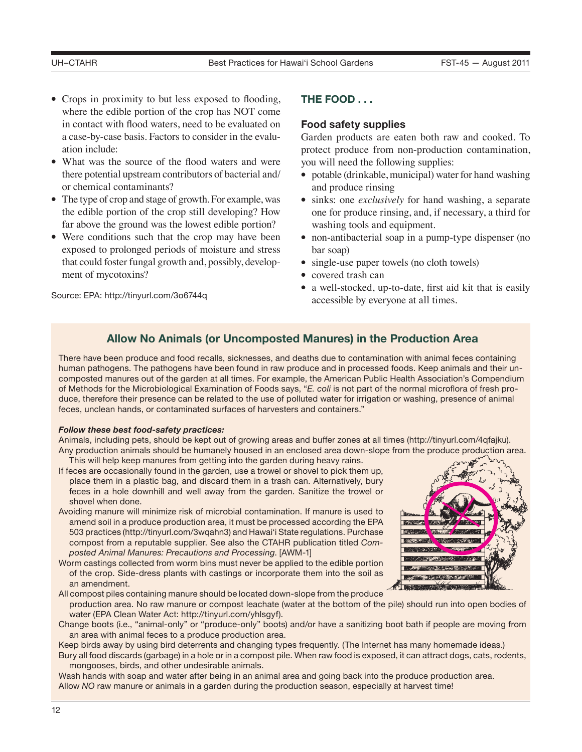- Crops in proximity to but less exposed to flooding, where the edible portion of the crop has NOT come in contact with flood waters, need to be evaluated on a case-by-case basis. Factors to consider in the evaluation include:
- What was the source of the flood waters and were there potential upstream contributors of bacterial and/or chemical contaminants?
- The type of crop and stage of growth. For example, was the edible portion of the crop still developing? How far above the ground was the lowest edible portion?
- Were conditions such that the crop may have been exposed to prolonged periods of moisture and stress that could foster fungal growth and, possibly, development of mycotoxins?

Source: EPA: http://tinyurl.com/3o6744q

## THE FOOD . . .

### Food safety supplies

Garden products are eaten both raw and cooked. To protect produce from non-production contamination, you will need the following supplies:

- potable (drinkable, municipal) water for hand washing and produce rinsing
- sinks: one *exclusively* for hand washing, a separate one for produce rinsing, and, if necessary, a third for washing tools and equipment.
- non-antibacterial soap in a pump-type dispenser (no bar soap)
- single-use paper towels (no cloth towels)
- covered trash can
- a well-stocked, up-to-date, first aid kit that is easily accessible by everyone at all times.

### Allow No Animals (or Uncomposted Manures) in the Production Area

There have been produce and food recalls, sicknesses, and deaths due to contamination with animal feces containing human pathogens. The pathogens have been found in raw produce and in processed foods. Keep animals and their uncomposted manures out of the garden at all times. For example, the American Public Health Association's Compendium of Methods for the Microbiological Examination of Foods says, "*E. coli* is not part of the normal microflora of fresh produce, therefore their presence can be related to the use of polluted water for irrigation or washing, presence of animal feces, unclean hands, or contaminated surfaces of harvesters and containers."

***Follow these best food-safety practices:***

Animals, including pets, should be kept out of growing areas and buffer zones at all times (http://tinyurl.com/4qfajku).

Any production animals should be humanely housed in an enclosed area down-slope from the produce production area. This will help keep manures from getting into the garden during heavy rains.

If feces are occasionally found in the garden, use a trowel or shovel to pick them up, place them in a plastic bag, and discard them in a trash can. Alternatively, bury feces in a hole downhill and well away from the garden. Sanitize the trowel or shovel when done.

Avoiding manure will minimize risk of microbial contamination. If manure is used to amend soil in a produce production area, it must be processed according the EPA 503 practices (http://tinyurl.com/3wqahn3) and Hawai'i State regulations. Purchase compost from a reputable supplier. See also the CTAHR publication titled *Composted Animal Manures: Precautions and Processing*. [AWM-1]

Worm castings collected from worm bins must never be applied to the edible portion of the crop. Side-dress plants with castings or incorporate them into the soil as an amendment.

All compost piles containing manure should be located down-slope from the produce production area. No raw manure or compost leachate (water at the bottom of the pile) should run into open bodies of water (EPA Clean Water Act: http://tinyurl.com/yhlsgyf).

Change boots (i.e., "animal-only" or "produce-only" boots) and/or have a sanitizing boot bath if people are moving from an area with animal feces to a produce production area.

Keep birds away by using bird deterrents and changing types frequently. (The Internet has many homemade ideas.)

Bury all food discards (garbage) in a hole or in a compost pile. When raw food is exposed, it can attract dogs, cats, rodents, mongooses, birds, and other undesirable animals.

Wash hands with soap and water after being in an animal area and going back into the produce production area.

Allow *NO* raw manure or animals in a garden during the production season, especially at harvest time!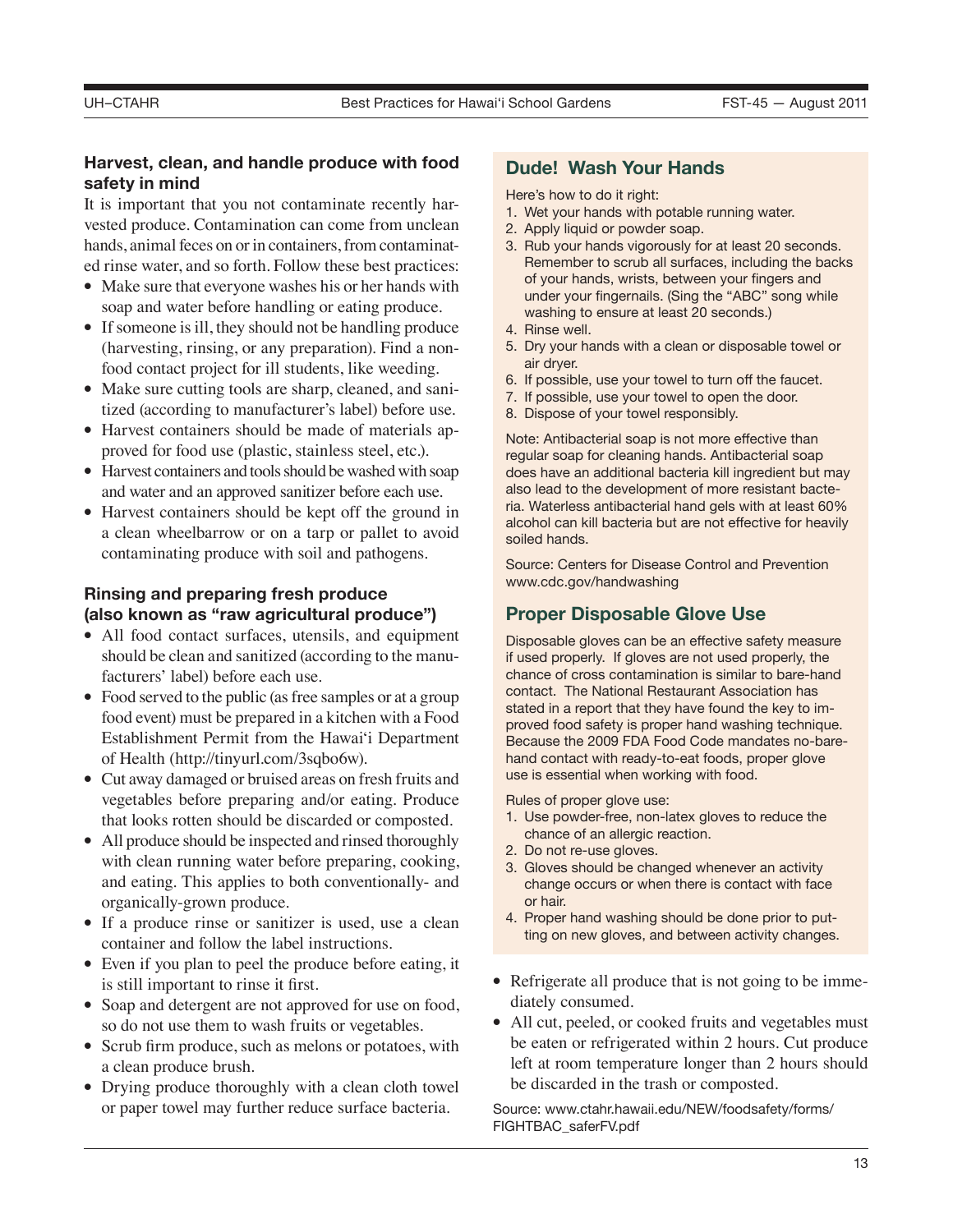### Harvest, clean, and handle produce with food safety in mind

It is important that you not contaminate recently harvested produce. Contamination can come from unclean hands, animal feces on or in containers, from contaminated rinse water, and so forth. Follow these best practices:

- Make sure that everyone washes his or her hands with soap and water before handling or eating produce.
- If someone is ill, they should not be handling produce (harvesting, rinsing, or any preparation). Find a non-food contact project for ill students, like weeding.
- Make sure cutting tools are sharp, cleaned, and sanitized (according to manufacturer's label) before use.
- Harvest containers should be made of materials approved for food use (plastic, stainless steel, etc.).
- Harvest containers and tools should be washed with soap and water and an approved sanitizer before each use.
- Harvest containers should be kept off the ground in a clean wheelbarrow or on a tarp or pallet to avoid contaminating produce with soil and pathogens.

### Rinsing and preparing fresh produce (also known as "raw agricultural produce")

- All food contact surfaces, utensils, and equipment should be clean and sanitized (according to the manufacturers' label) before each use.
- Food served to the public (as free samples or at a group food event) must be prepared in a kitchen with a Food Establishment Permit from the Hawai'i Department of Health (http://tinyurl.com/3sqbo6w).
- Cut away damaged or bruised areas on fresh fruits and vegetables before preparing and/or eating. Produce that looks rotten should be discarded or composted.
- All produce should be inspected and rinsed thoroughly with clean running water before preparing, cooking, and eating. This applies to both conventionally- and organically-grown produce.
- If a produce rinse or sanitizer is used, use a clean container and follow the label instructions.
- Even if you plan to peel the produce before eating, it is still important to rinse it first.
- Soap and detergent are not approved for use on food, so do not use them to wash fruits or vegetables.
- Scrub firm produce, such as melons or potatoes, with a clean produce brush.
- Drying produce thoroughly with a clean cloth towel or paper towel may further reduce surface bacteria.

### Dude! Wash Your Hands

Here's how to do it right:

1. Wet your hands with potable running water.
2. Apply liquid or powder soap.
3. Rub your hands vigorously for at least 20 seconds. Remember to scrub all surfaces, including the backs of your hands, wrists, between your fingers and under your fingernails. (Sing the "ABC" song while washing to ensure at least 20 seconds.)
4. Rinse well.
5. Dry your hands with a clean or disposable towel or air dryer.
6. If possible, use your towel to turn off the faucet.
7. If possible, use your towel to open the door.
8. Dispose of your towel responsibly.

Note: Antibacterial soap is not more effective than regular soap for cleaning hands. Antibacterial soap does have an additional bacteria kill ingredient but may also lead to the development of more resistant bacteria. Waterless antibacterial hand gels with at least 60% alcohol can kill bacteria but are not effective for heavily soiled hands.

Source: Centers for Disease Control and Prevention www.cdc.gov/handwashing

### Proper Disposable Glove Use

Disposable gloves can be an effective safety measure if used properly. If gloves are not used properly, the chance of cross contamination is similar to bare-hand contact. The National Restaurant Association has stated in a report that they have found the key to improved food safety is proper hand washing technique. Because the 2009 FDA Food Code mandates no-bare-hand contact with ready-to-eat foods, proper glove use is essential when working with food.

Rules of proper glove use:

1. Use powder-free, non-latex gloves to reduce the chance of an allergic reaction.
2. Do not re-use gloves.
3. Gloves should be changed whenever an activity change occurs or when there is contact with face or hair.
4. Proper hand washing should be done prior to putting on new gloves, and between activity changes.

- Refrigerate all produce that is not going to be immediately consumed.
- All cut, peeled, or cooked fruits and vegetables must be eaten or refrigerated within 2 hours. Cut produce left at room temperature longer than 2 hours should be discarded in the trash or composted.

Source: www.ctahr.hawaii.edu/NEW/foodsafety/forms/FIGHTBAC_saferFV.pdf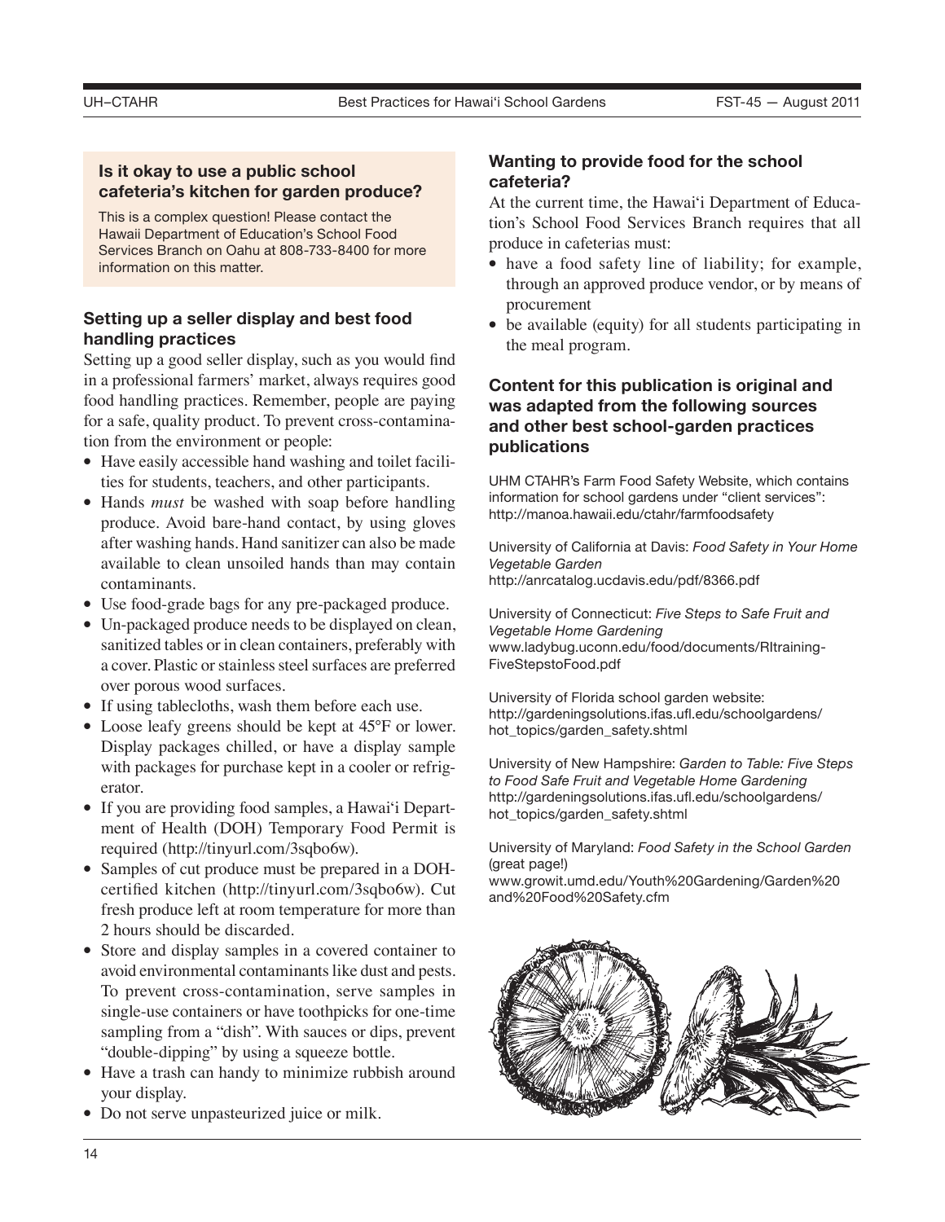### Is it okay to use a public school cafeteria's kitchen for garden produce?

This is a complex question! Please contact the Hawaii Department of Education's School Food Services Branch on Oahu at 808-733-8400 for more information on this matter.

### Setting up a seller display and best food handling practices

Setting up a good seller display, such as you would find in a professional farmers' market, always requires good food handling practices. Remember, people are paying for a safe, quality product. To prevent cross-contamination from the environment or people:

- Have easily accessible hand washing and toilet facilities for students, teachers, and other participants.
- Hands *must* be washed with soap before handling produce. Avoid bare-hand contact, by using gloves after washing hands. Hand sanitizer can also be made available to clean unsoiled hands than may contain contaminants.
- Use food-grade bags for any pre-packaged produce.
- Un-packaged produce needs to be displayed on clean, sanitized tables or in clean containers, preferably with a cover. Plastic or stainless steel surfaces are preferred over porous wood surfaces.
- If using tablecloths, wash them before each use.
- Loose leafy greens should be kept at 45°F or lower. Display packages chilled, or have a display sample with packages for purchase kept in a cooler or refrigerator.
- If you are providing food samples, a Hawai'i Department of Health (DOH) Temporary Food Permit is required (http://tinyurl.com/3sqbo6w).
- Samples of cut produce must be prepared in a DOH-certified kitchen (http://tinyurl.com/3sqbo6w). Cut fresh produce left at room temperature for more than 2 hours should be discarded.
- Store and display samples in a covered container to avoid environmental contaminants like dust and pests. To prevent cross-contamination, serve samples in single-use containers or have toothpicks for one-time sampling from a "dish". With sauces or dips, prevent "double-dipping" by using a squeeze bottle.
- Have a trash can handy to minimize rubbish around your display.
- Do not serve unpasteurized juice or milk.

### Wanting to provide food for the school cafeteria?

At the current time, the Hawai'i Department of Education's School Food Services Branch requires that all produce in cafeterias must:

- have a food safety line of liability; for example, through an approved produce vendor, or by means of procurement
- be available (equity) for all students participating in the meal program.

### Content for this publication is original and was adapted from the following sources and other best school-garden practices publications

UHM CTAHR's Farm Food Safety Website, which contains information for school gardens under "client services": http://manoa.hawaii.edu/ctahr/farmfoodsafety

University of California at Davis: *Food Safety in Your Home Vegetable Garden*
http://anrcatalog.ucdavis.edu/pdf/8366.pdf

University of Connecticut: *Five Steps to Safe Fruit and Vegetable Home Gardening*
www.ladybug.uconn.edu/food/documents/RItraining-FiveStepstoFood.pdf

University of Florida school garden website:
http://gardeningsolutions.ifas.ufl.edu/schoolgardens/hot_topics/garden_safety.shtml

University of New Hampshire: *Garden to Table: Five Steps to Food Safe Fruit and Vegetable Home Gardening*
http://gardeningsolutions.ifas.ufl.edu/schoolgardens/hot_topics/garden_safety.shtml

University of Maryland: *Food Safety in the School Garden* (great page!)
www.growit.umd.edu/Youth%20Gardening/Garden%20and%20Food%20Safety.cfm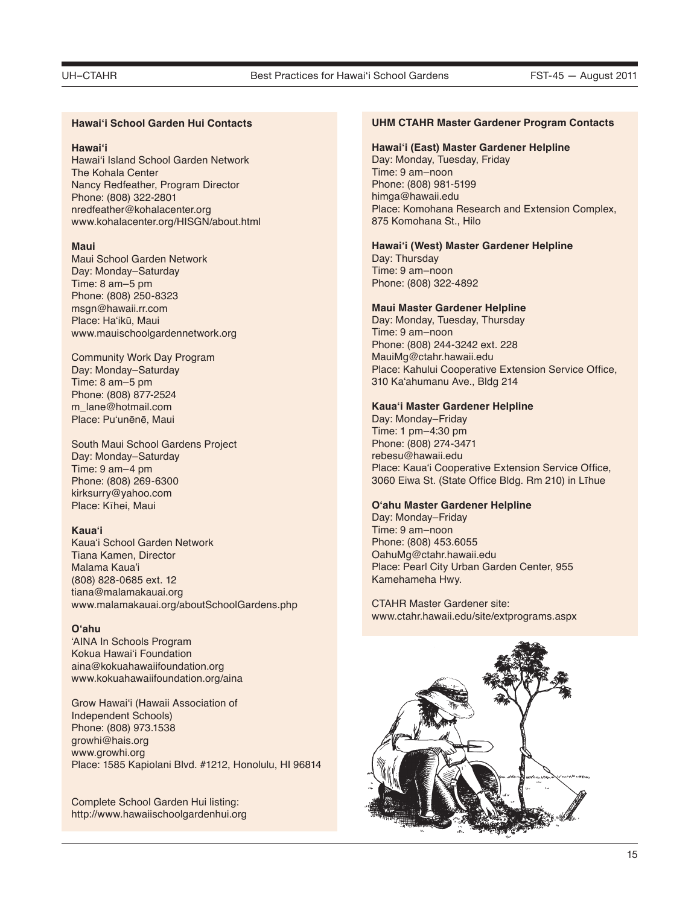## Hawai‘i School Garden Hui Contacts

**Hawai‘i**
Hawai‘i Island School Garden Network
The Kohala Center
Nancy Redfeather, Program Director
Phone: (808) 322-2801
nredfeather@kohalacenter.org
www.kohalacenter.org/HISGN/about.html

**Maui**
Maui School Garden Network
Day: Monday–Saturday
Time: 8 am–5 pm
Phone: (808) 250-8323
msgn@hawaii.rr.com
Place: Ha‘ikū, Maui
www.mauischoolgardennetwork.org

Community Work Day Program
Day: Monday–Saturday
Time: 8 am–5 pm
Phone: (808) 877-2524
m_lane@hotmail.com
Place: Pu‘unēnē, Maui

South Maui School Gardens Project
Day: Monday–Saturday
Time: 9 am–4 pm
Phone: (808) 269-6300
kirksurry@yahoo.com
Place: Kīhei, Maui

**Kaua‘i**
Kaua‘i School Garden Network
Tiana Kamen, Director
Malama Kaua’i
(808) 828-0685 ext. 12
tiana@malamakauai.org
www.malamakauai.org/aboutSchoolGardens.php

**O‘ahu**
‘AINA In Schools Program
Kokua Hawai‘i Foundation
aina@kokuahawaiifoundation.org
www.kokuahawaiifoundation.org/aina

Grow Hawai‘i (Hawaii Association of Independent Schools)
Phone: (808) 973.1538
growhi@hais.org
www.growhi.org
Place: 1585 Kapiolani Blvd. #1212, Honolulu, HI 96814

Complete School Garden Hui listing:
http://www.hawaiischoolgardenhui.org

## UHM CTAHR Master Gardener Program Contacts

**Hawai‘i (East) Master Gardener Helpline**
Day: Monday, Tuesday, Friday
Time: 9 am–noon
Phone: (808) 981-5199
himga@hawaii.edu
Place: Komohana Research and Extension Complex, 875 Komohana St., Hilo

**Hawai‘i (West) Master Gardener Helpline**
Day: Thursday
Time: 9 am–noon
Phone: (808) 322-4892

**Maui Master Gardener Helpline**
Day: Monday, Tuesday, Thursday
Time: 9 am–noon
Phone: (808) 244-3242 ext. 228
MauiMg@ctahr.hawaii.edu
Place: Kahului Cooperative Extension Service Office, 310 Ka‘ahumanu Ave., Bldg 214

**Kaua‘i Master Gardener Helpline**
Day: Monday–Friday
Time: 1 pm–4:30 pm
Phone: (808) 274-3471
rebesu@hawaii.edu
Place: Kaua‘i Cooperative Extension Service Office, 3060 Eiwa St. (State Office Bldg. Rm 210) in Līhue

**O‘ahu Master Gardener Helpline**
Day: Monday–Friday
Time: 9 am–noon
Phone: (808) 453.6055
OahuMg@ctahr.hawaii.edu
Place: Pearl City Urban Garden Center, 955 Kamehameha Hwy.

CTAHR Master Gardener site:
www.ctahr.hawaii.edu/site/extprograms.aspx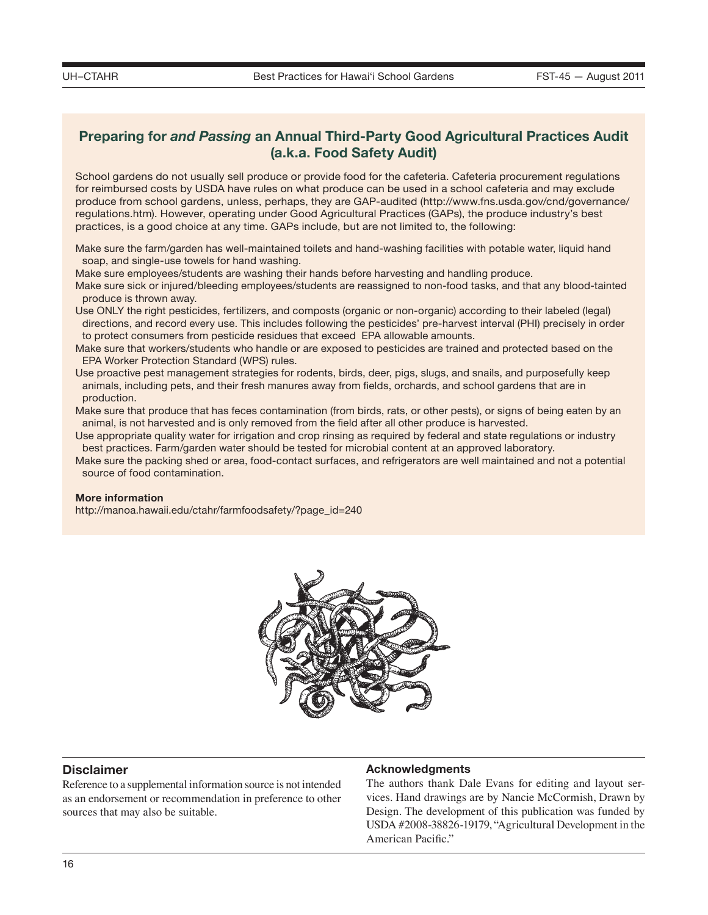## Preparing for *and Passing* an Annual Third-Party Good Agricultural Practices Audit (a.k.a. Food Safety Audit)

School gardens do not usually sell produce or provide food for the cafeteria. Cafeteria procurement regulations for reimbursed costs by USDA have rules on what produce can be used in a school cafeteria and may exclude produce from school gardens, unless, perhaps, they are GAP-audited (http://www.fns.usda.gov/cnd/governance/regulations.htm). However, operating under Good Agricultural Practices (GAPs), the produce industry's best practices, is a good choice at any time. GAPs include, but are not limited to, the following:

Make sure the farm/garden has well-maintained toilets and hand-washing facilities with potable water, liquid hand soap, and single-use towels for hand washing.

Make sure employees/students are washing their hands before harvesting and handling produce.

Make sure sick or injured/bleeding employees/students are reassigned to non-food tasks, and that any blood-tainted produce is thrown away.

Use ONLY the right pesticides, fertilizers, and composts (organic or non-organic) according to their labeled (legal) directions, and record every use. This includes following the pesticides' pre-harvest interval (PHI) precisely in order to protect consumers from pesticide residues that exceed EPA allowable amounts.

Make sure that workers/students who handle or are exposed to pesticides are trained and protected based on the EPA Worker Protection Standard (WPS) rules.

Use proactive pest management strategies for rodents, birds, deer, pigs, slugs, and snails, and purposefully keep animals, including pets, and their fresh manures away from fields, orchards, and school gardens that are in production.

Make sure that produce that has feces contamination (from birds, rats, or other pests), or signs of being eaten by an animal, is not harvested and is only removed from the field after all other produce is harvested.

Use appropriate quality water for irrigation and crop rinsing as required by federal and state regulations or industry best practices. Farm/garden water should be tested for microbial content at an approved laboratory.

Make sure the packing shed or area, food-contact surfaces, and refrigerators are well maintained and not a potential source of food contamination.

**More information**

http://manoa.hawaii.edu/ctahr/farmfoodsafety/?page_id=240

### Disclaimer

Reference to a supplemental information source is not intended as an endorsement or recommendation in preference to other sources that may also be suitable.

### Acknowledgments

The authors thank Dale Evans for editing and layout services. Hand drawings are by Nancie McCormish, Drawn by Design. The development of this publication was funded by USDA #2008-38826-19179, "Agricultural Development in the American Pacific."